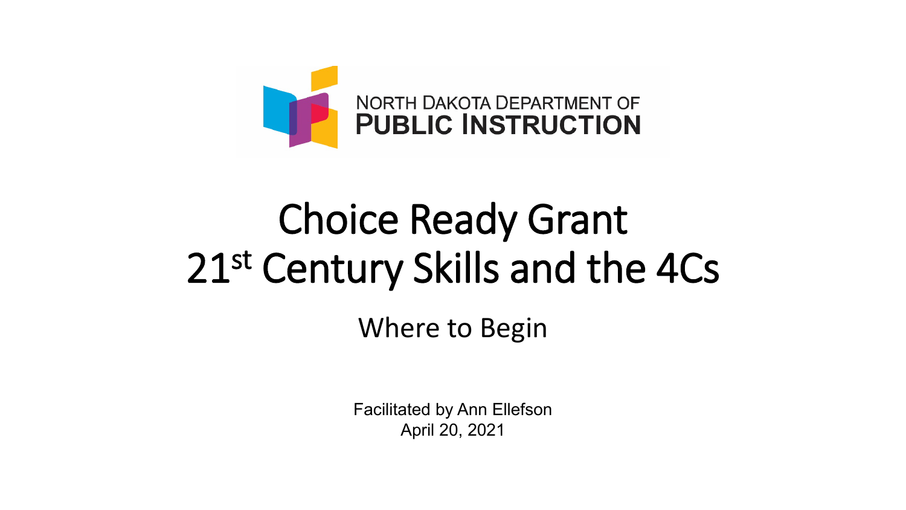NORTH DAKOTA DEPARTMENT OF
**PUBLIC INSTRUCTION**

# Choice Ready Grant
# 21st Century Skills and the 4Cs

## Where to Begin

Facilitated by Ann Ellefson
April 20, 2021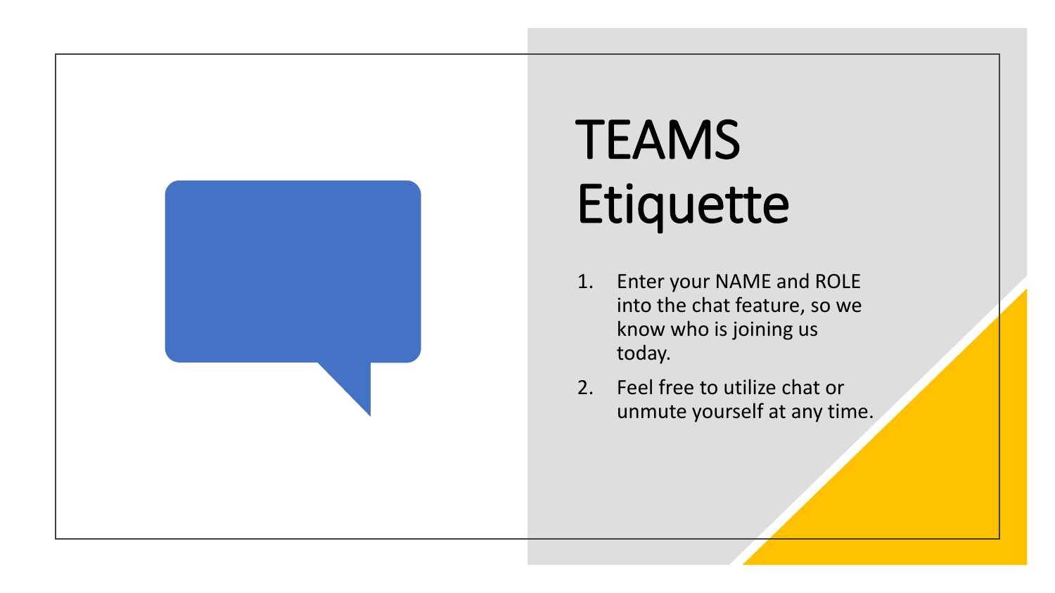# TEAMS Etiquette

1. Enter your NAME and ROLE into the chat feature, so we know who is joining us today.
2. Feel free to utilize chat or unmute yourself at any time.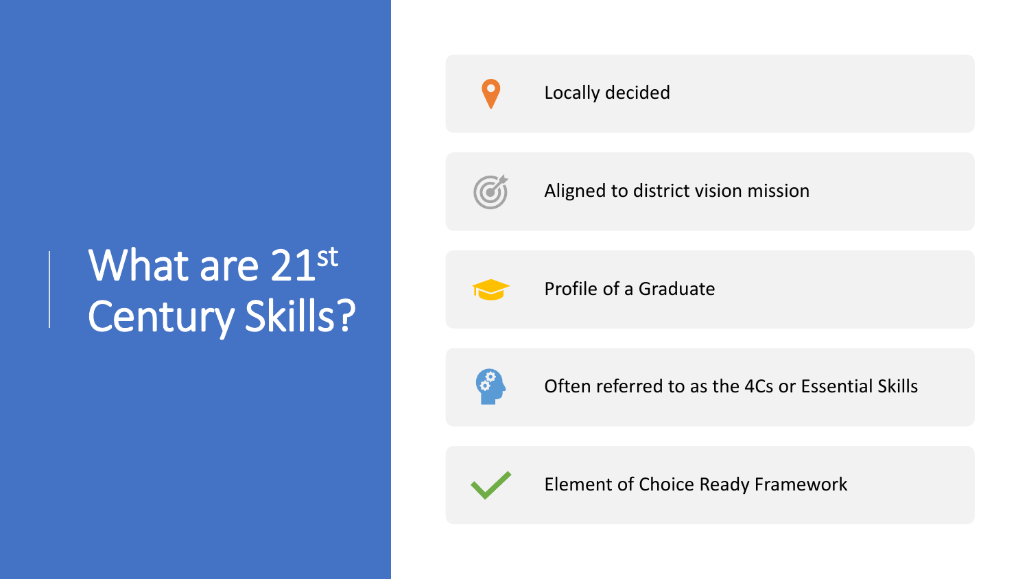# What are 21st Century Skills?

- Locally decided
- Aligned to district vision mission
- Profile of a Graduate
- Often referred to as the 4Cs or Essential Skills
- Element of Choice Ready Framework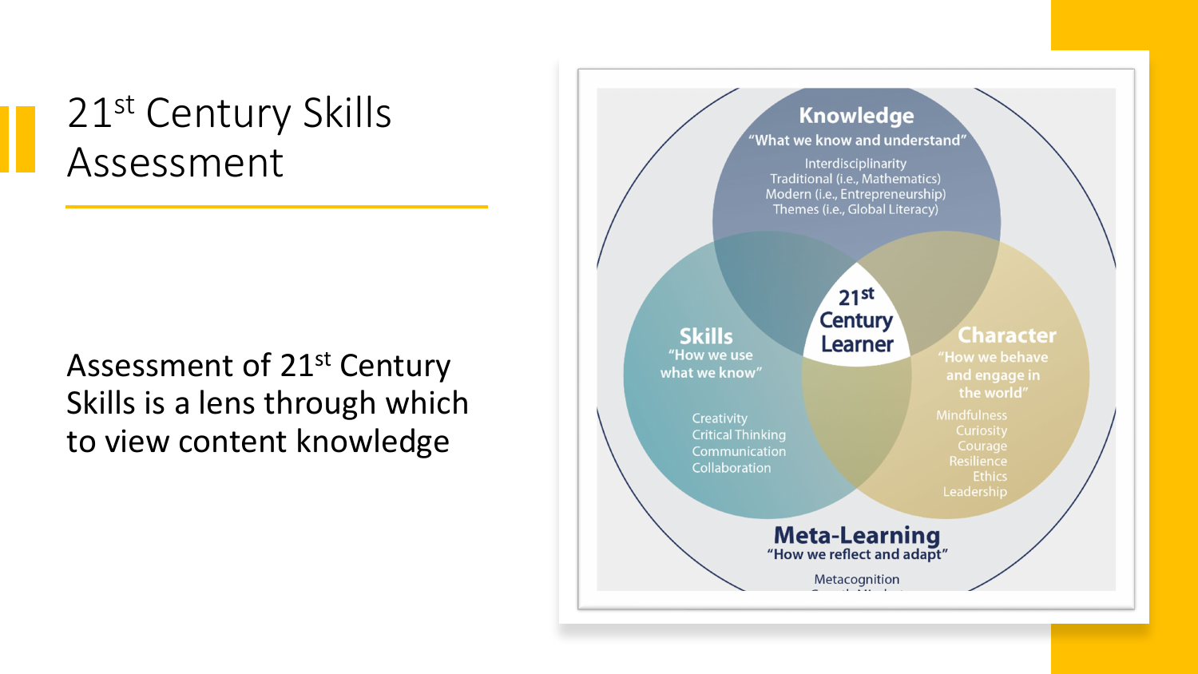# 21st Century Skills Assessment

Assessment of 21st Century Skills is a lens through which to view content knowledge

**Knowledge**
"What we know and understand"
Interdisciplinarity
Traditional (i.e., Mathematics)
Modern (i.e., Entrepreneurship)
Themes (i.e., Global Literacy)

**Skills**
"How we use what we know"
Creativity
Critical Thinking
Communication
Collaboration

**21st Century Learner**

**Character**
"How we behave and engage in the world"
Mindfulness
Curiosity
Courage
Resilience
Ethics
Leadership

**Meta-Learning**
"How we reflect and adapt"
Metacognition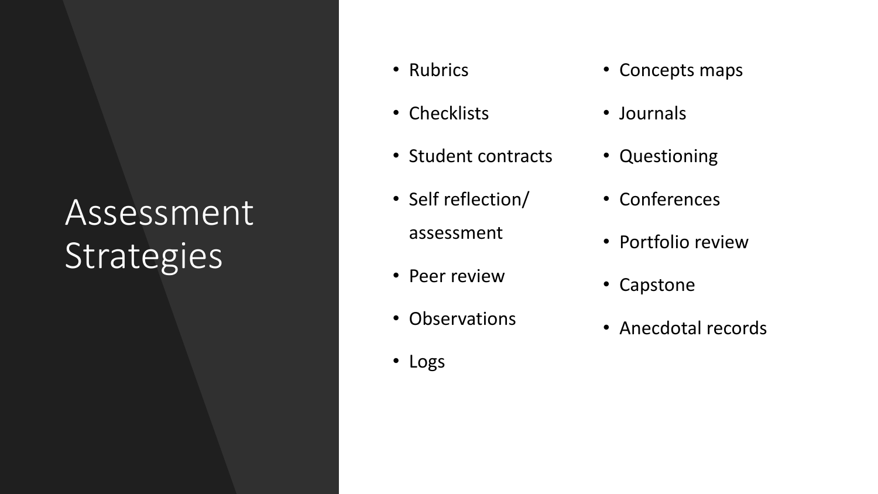# Assessment Strategies

- Rubrics
- Checklists
- Student contracts
- Self reflection/ assessment
- Peer review
- Observations
- Logs
- Concepts maps
- Journals
- Questioning
- Conferences
- Portfolio review
- Capstone
- Anecdotal records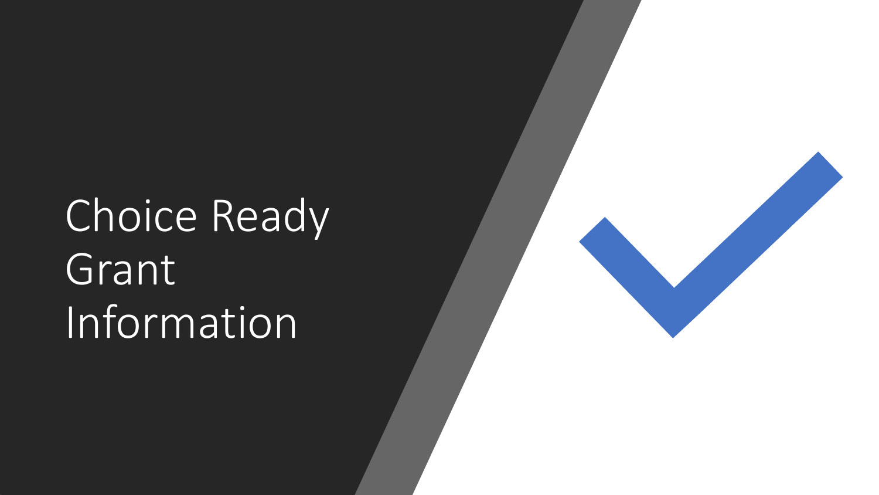# Choice Ready Grant Information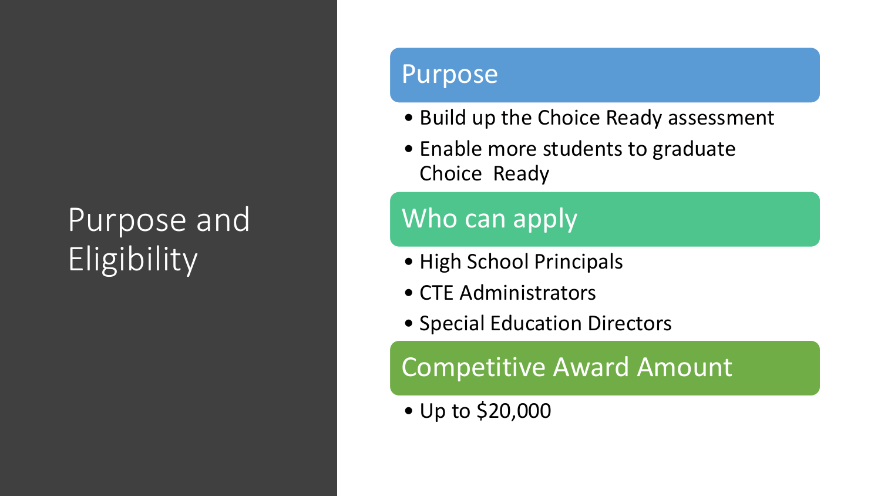# Purpose and Eligibility

## Purpose

- Build up the Choice Ready assessment
- Enable more students to graduate Choice Ready

## Who can apply

- High School Principals
- CTE Administrators
- Special Education Directors

## Competitive Award Amount

- Up to $20,000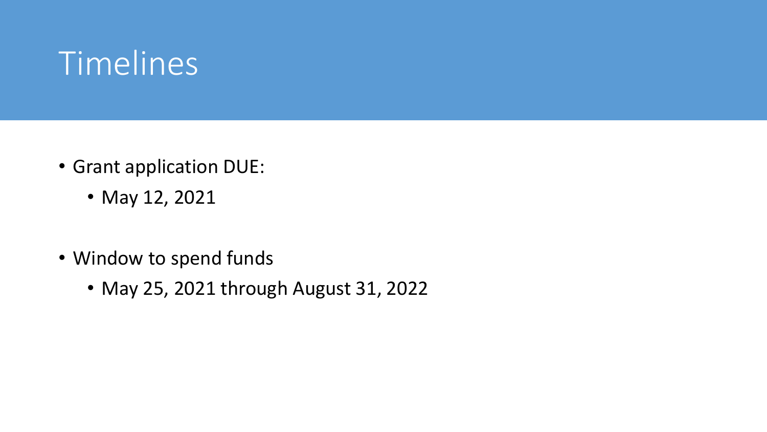# Timelines

- Grant application DUE:
  - May 12, 2021
- Window to spend funds
  - May 25, 2021 through August 31, 2022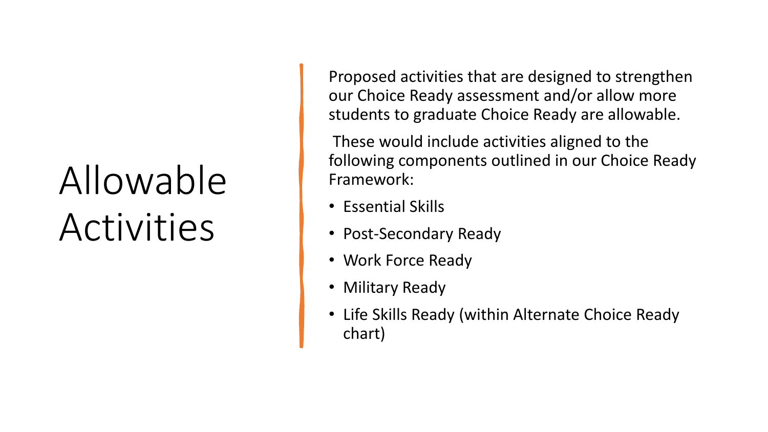# Allowable Activities

Proposed activities that are designed to strengthen our Choice Ready assessment and/or allow more students to graduate Choice Ready are allowable.

These would include activities aligned to the following components outlined in our Choice Ready Framework:

- Essential Skills
- Post-Secondary Ready
- Work Force Ready
- Military Ready
- Life Skills Ready (within Alternate Choice Ready chart)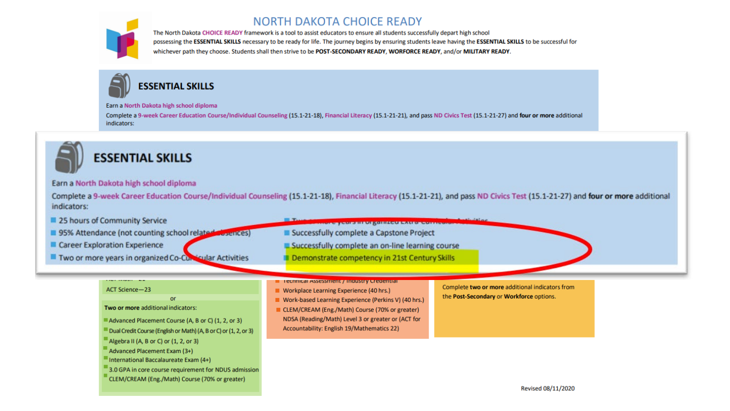# NORTH DAKOTA CHOICE READY

The North Dakota **CHOICE READY** framework is a tool to assist educators to ensure all students successfully depart high school possessing the **ESSENTIAL SKILLS** necessary to be ready for life. The journey begins by ensuring students leave having the **ESSENTIAL SKILLS** to be successful for whichever path they choose. Students shall then strive to be **POST-SECONDARY READY, WORKFORCE READY,** and/or **MILITARY READY.**

## ESSENTIAL SKILLS

Earn a North Dakota high school diploma

Complete a 9-week Career Education Course/Individual Counseling (15.1-21-18), Financial Literacy (15.1-21-21), and pass ND Civics Test (15.1-21-27) and **four or more** additional indicators:

- 25 hours of Community Service
- 95% Attendance (not counting school related absences)
- Career Exploration Experience
- Two or more years in organized Co-Curricular Activities
- Two or more years in organized Extra-Curricular Activities
- Successfully complete a Capstone Project
- Successfully complete an on-line learning course
- Demonstrate competency in 21st Century Skills

ACT Math—22

ACT Science—23

or

**Two or more** additional indicators:

- Advanced Placement Course (A, B or C) (1, 2, or 3)
- Dual Credit Course (English or Math) (A, B or C) or (1, 2, or 3)
- Algebra II (A, B or C) or (1, 2, or 3)
- Advanced Placement Exam (3+)
- International Baccalaureate Exam (4+)
- 3.0 GPA in core course requirement for NDUS admission
- CLEM/CREAM (Eng./Math) Course (70% or greater)

- Technical Assessment / Industry Credential
- Workplace Learning Experience (40 hrs.)
- Work-based Learning Experience (Perkins V) (40 hrs.)
- CLEM/CREAM (Eng./Math) Course (70% or greater)
- NDSA (Reading/Math) Level 3 or greater or (ACT for Accountability: English 19/Mathematics 22)

Complete **two or more** additional indicators from the **Post-Secondary** or **Workforce** options.

Revised 08/11/2020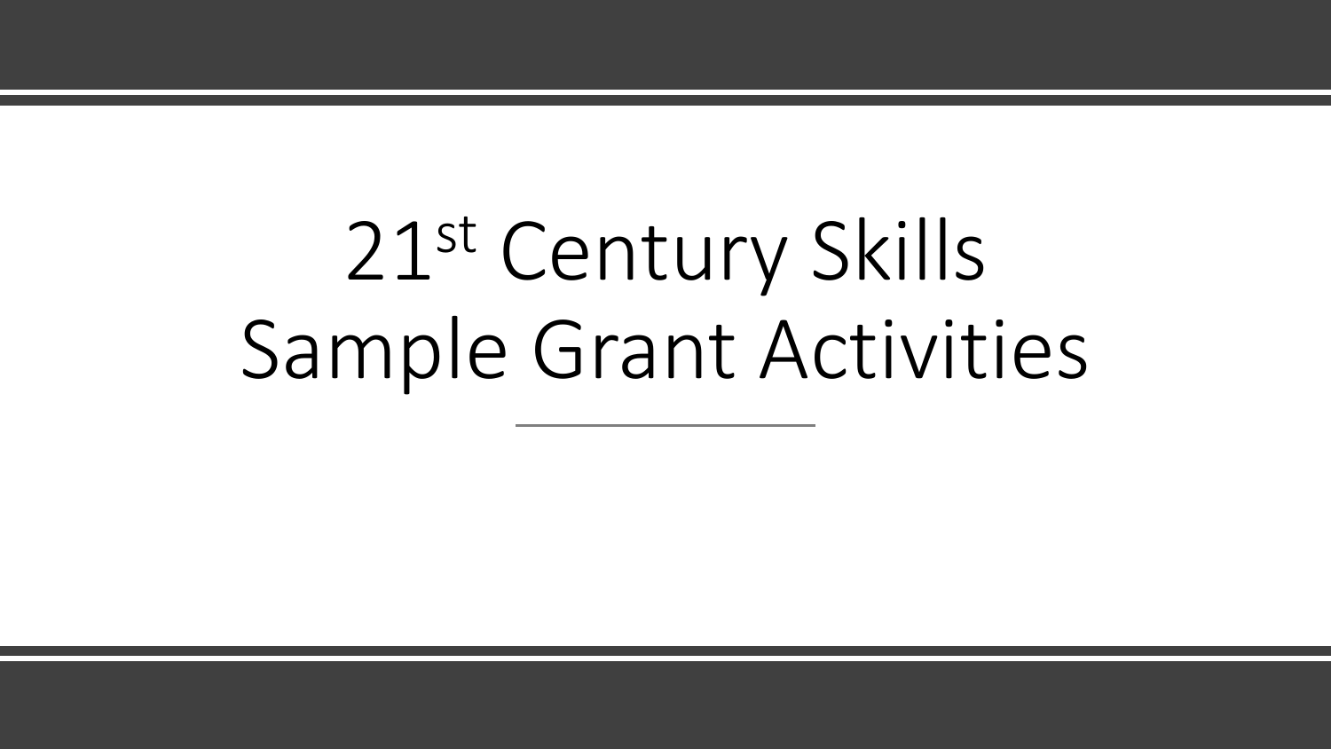# 21st Century Skills
# Sample Grant Activities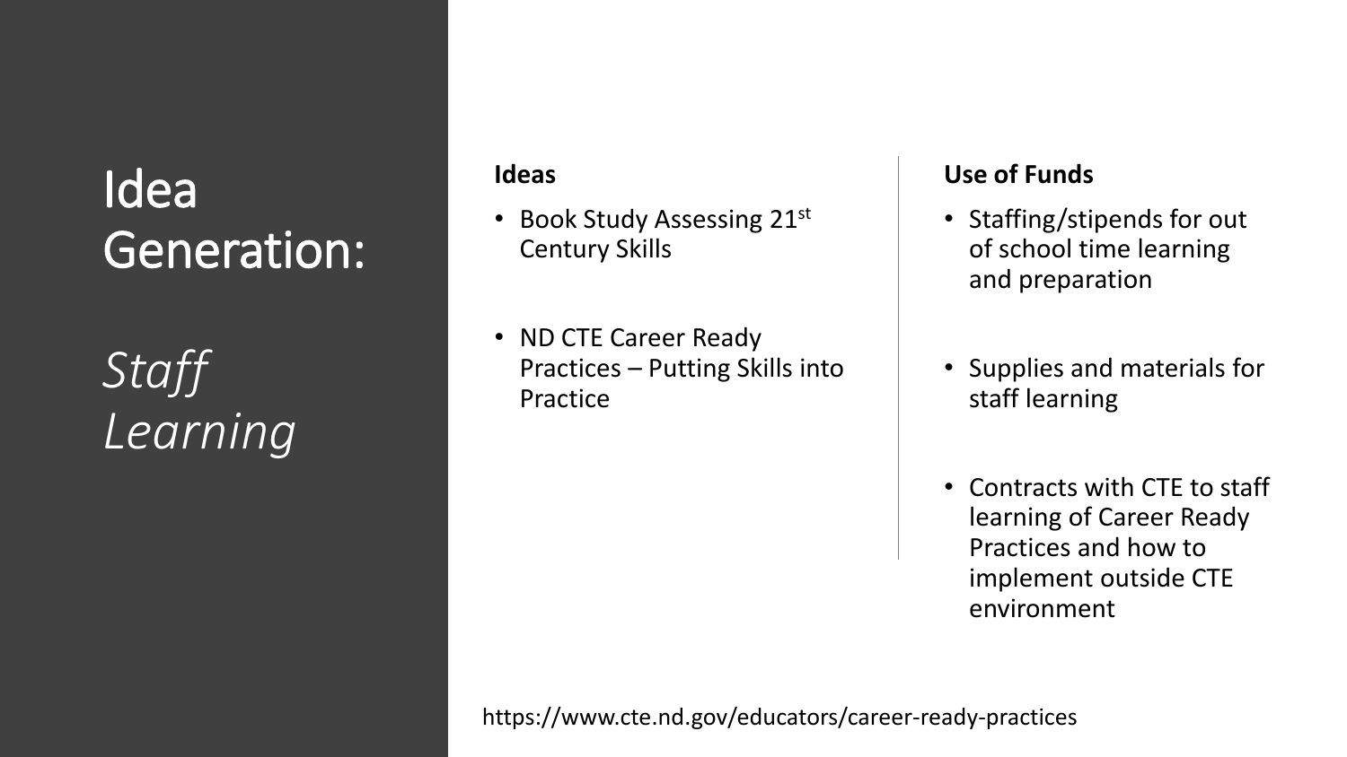# Idea Generation:

# *Staff Learning*

**Ideas**

- Book Study Assessing 21st Century Skills
- ND CTE Career Ready Practices – Putting Skills into Practice

**Use of Funds**

- Staffing/stipends for out of school time learning and preparation
- Supplies and materials for staff learning
- Contracts with CTE to staff learning of Career Ready Practices and how to implement outside CTE environment

https://www.cte.nd.gov/educators/career-ready-practices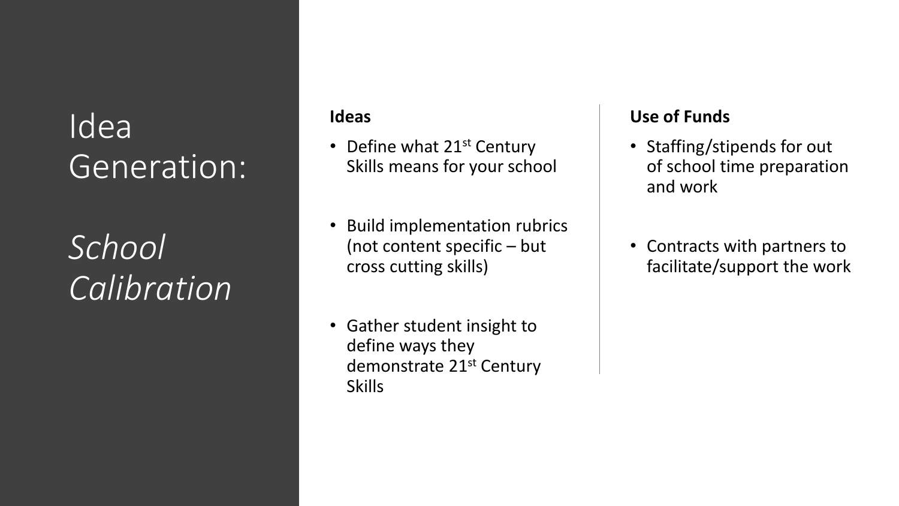# Idea Generation:

# *School Calibration*

**Ideas**

- Define what 21st Century Skills means for your school
- Build implementation rubrics (not content specific – but cross cutting skills)
- Gather student insight to define ways they demonstrate 21st Century Skills

**Use of Funds**

- Staffing/stipends for out of school time preparation and work
- Contracts with partners to facilitate/support the work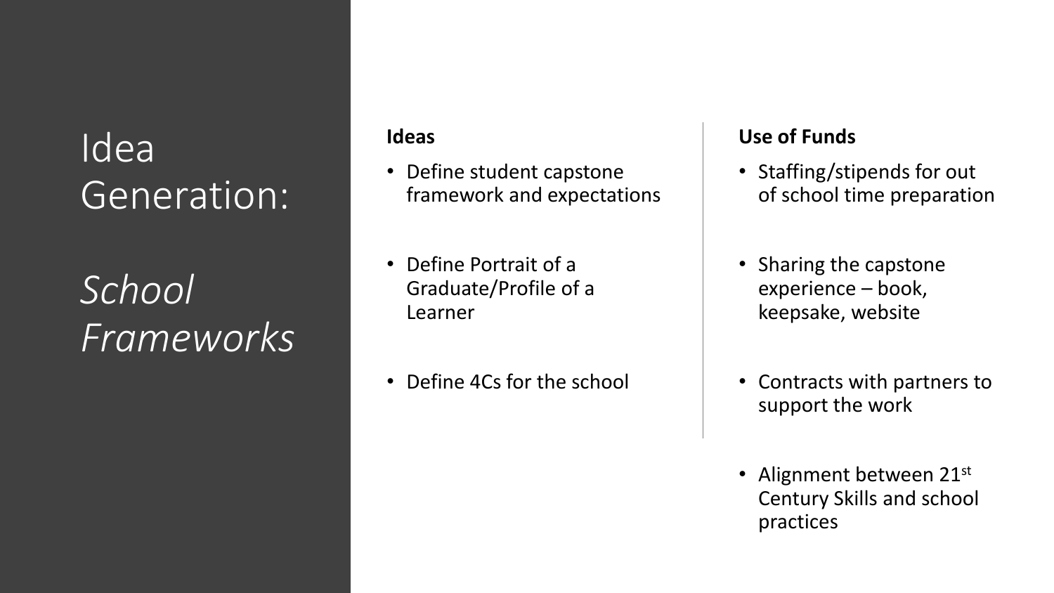# Idea Generation:

# *School Frameworks*

**Ideas**

- Define student capstone framework and expectations
- Define Portrait of a Graduate/Profile of a Learner
- Define 4Cs for the school

**Use of Funds**

- Staffing/stipends for out of school time preparation
- Sharing the capstone experience – book, keepsake, website
- Contracts with partners to support the work
- Alignment between 21st Century Skills and school practices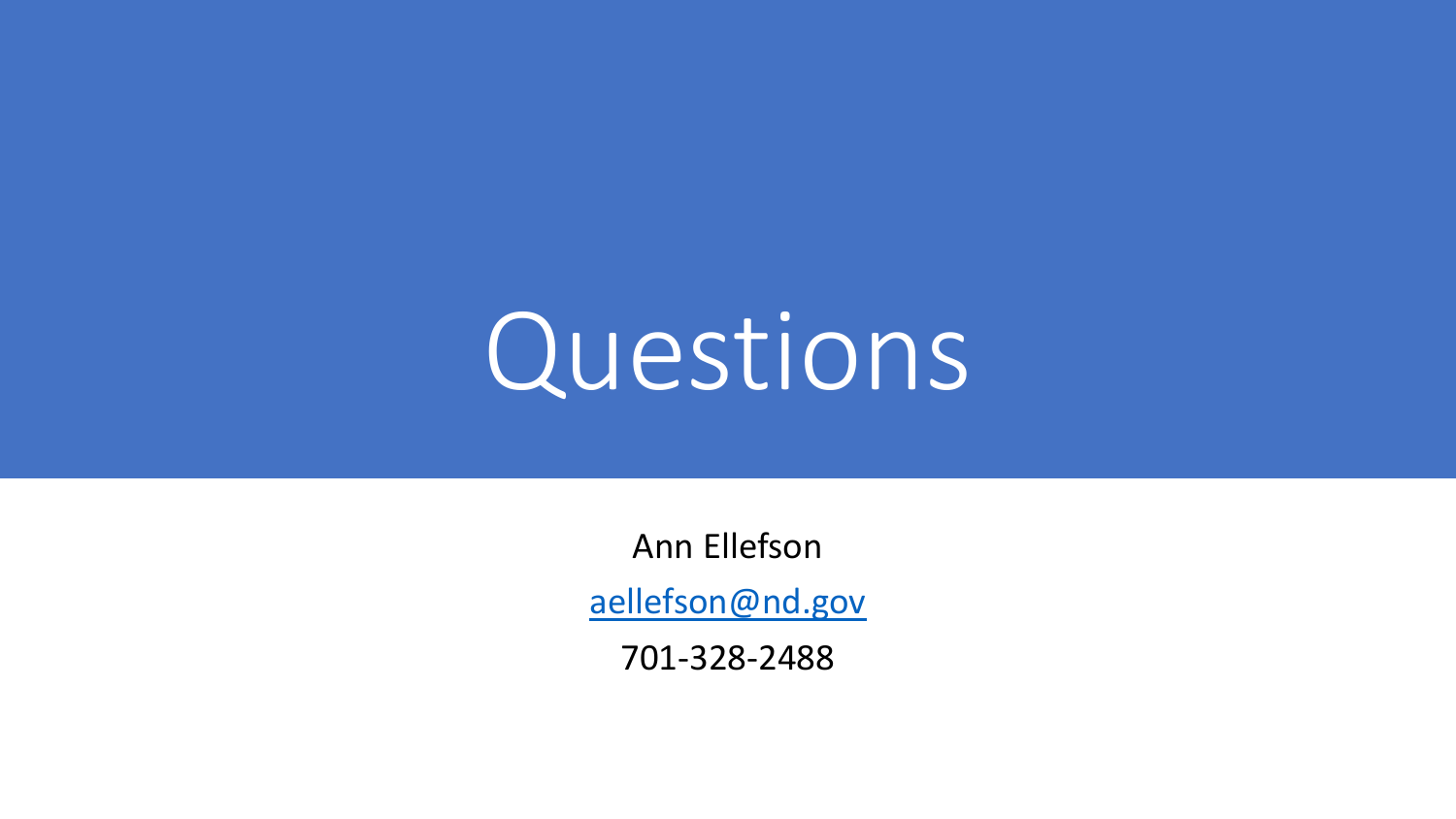# Questions

Ann Ellefson

[aellefson@nd.gov](mailto:aellefson@nd.gov)

701-328-2488